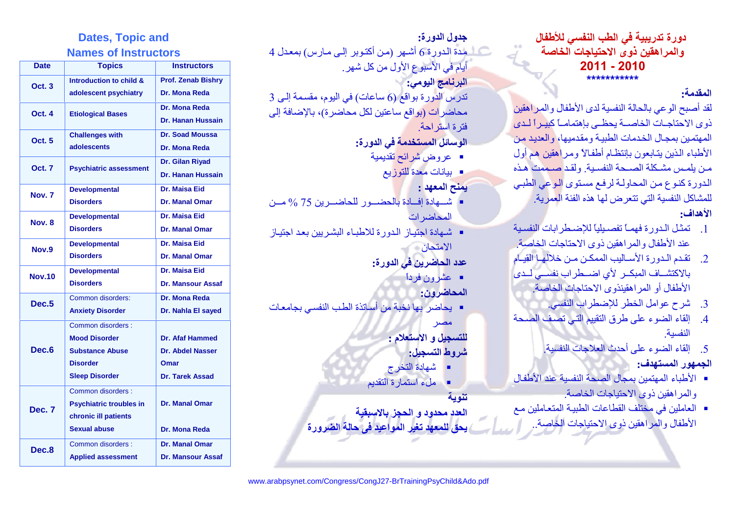# دورة تدريبية في الطب النفسي للأطفال والمراهقين ذوى الاحتياجات الخاصة

## 2011 - 2010

***********

**المقدمة:**

لقد أصبح الوعي بالحالة النفسية لدى الأطفال والمراهقين ذوى الاحتياجات الخاصة يحظى باهتماماً كبيراً لدى المهتمين بمجال الخدمات الطبية ومقدميها، والعديد من الأطباء الذين يتابعون بإنتظام أطفالاً ومراهقين هم أول من يلمس مشكلة الصحة النفسية. ولقد صممت هذه الدورة كنوع من المحاولة لرفع مستوى الوعي الطبي للمشاكل النفسية التي تتعرض لها هذه الفئة العمرية.

**الأهداف:**

1. تمثل الدورة فهماً تفصيلياً للإضطرابات النفسية عند الأطفال والمراهقين ذوى الاحتياجات الخاصة.
2. تقدم الدورة الأساليب الممكن من خلالها القيام بالاكتشاف المبكر لأي اضطراب نفسي لدى الأطفال أو المراهقينذوى الاحتياجات الخاصة.
3. شرح عوامل الخطر للإضطراب النفسي.
4. إلقاء الضوء على طرق التقييم التي تصف الصحة النفسية.
5. إلقاء الضوء على أحدث العلاجات النفسية.

**الجمهور المستهدف:**

- الأطباء المهتمين بمجال الصحة النفسية عند الأطفال والمراهقين ذوى الاحتياجات الخاصة.
- العاملين في مختلف القطاعات الطبية المتعاملين مع الأطفال والمراهقين ذوى الاحتياجات الخاصة..

**جدول الدورة:**

مدة الدورة 6 أشهر (من أكتوبر إلى مارس) بمعدل 4 أيام في الأسبوع الأول من كل شهر.

**البرنامج اليومي:**

تدرس الدورة بواقع (6 ساعات) في اليوم، مقسمة إلى 3 محاضرات (بواقع ساعتين لكل محاضرة)، بالإضافة إلى فترة استراحة.

**الوسائل المستخدمة في الدورة:**

- عروض شرائح تقديمية
- بيانات معدة للتوزيع

**يمنح المعهد :**

- شهادة إفادة بالحضور للحاضرين 75 % من المحاضرات
- شهادة اجتياز الدورة للاطباء البشريين بعد اجتياز الامتحان

**عدد الحاضرين في الدورة:**

- عشرون فرداً

**المحاضرون:**

- يحاضر بها نخبة من أساتذة الطب النفسي بجامعات مصر

**للتسجيل و الاستعلام :**

**شروط التسجيل:**

- شهادة التخرج
- ملء استمارة التقديم

**تنوية**

**العدد محدود و الحجز بالاسبقية**

**يحق للمعهد تغير المواعيد فى حالة الضرورة**

## Dates, Topic and Names of Instructors

| Date | Topics | Instructors |
|---|---|---|
| Oct. 3 | **Introduction to child & adolescent psychiatry** | **Prof. Zenab Bishry**<br>**Dr. Mona Reda** |
| Oct. 4 | **Etiological Bases** | **Dr. Mona Reda**<br>**Dr. Hanan Hussain** |
| Oct. 5 | **Challenges with adolescents** | **Dr. Soad Moussa**<br>**Dr. Mona Reda** |
| Oct. 7 | **Psychiatric assessment** | **Dr. Gilan Riyad**<br>**Dr. Hanan Hussain** |
| Nov. 7 | **Developmental Disorders** | **Dr. Maisa Eid**<br>**Dr. Manal Omar** |
| Nov. 8 | **Developmental Disorders** | **Dr. Maisa Eid**<br>**Dr. Manal Omar** |
| Nov.9 | **Developmental Disorders** | **Dr. Maisa Eid**<br>**Dr. Manal Omar** |
| Nov.10 | **Developmental Disorders** | **Dr. Maisa Eid**<br>**Dr. Mansour Assaf** |
| Dec.5 | Common disorders:<br>**Anxiety Disorder** | **Dr. Mona Reda**<br>**Dr. Nahla El sayed** |
| Dec.6 | Common disorders :<br>**Mood Disorder**<br>**Substance Abuse Disorder**<br>**Sleep Disorder** | **Dr. Afaf Hammed**<br>**Dr. Abdel Nasser Omar**<br>**Dr. Tarek Assad** |
| Dec. 7 | Common disorders :<br>**Psychiatric troubles in chronic ill patients**<br>**Sexual abuse** | **Dr. Manal Omar**<br>**Dr. Mona Reda** |
| Dec.8 | Common disorders :<br>**Applied assessment** | **Dr. Manal Omar**<br>**Dr. Mansour Assaf** |

www.arabpsynet.com/Congress/CongJ27-BrTrainingPsyChild&Ado.pdf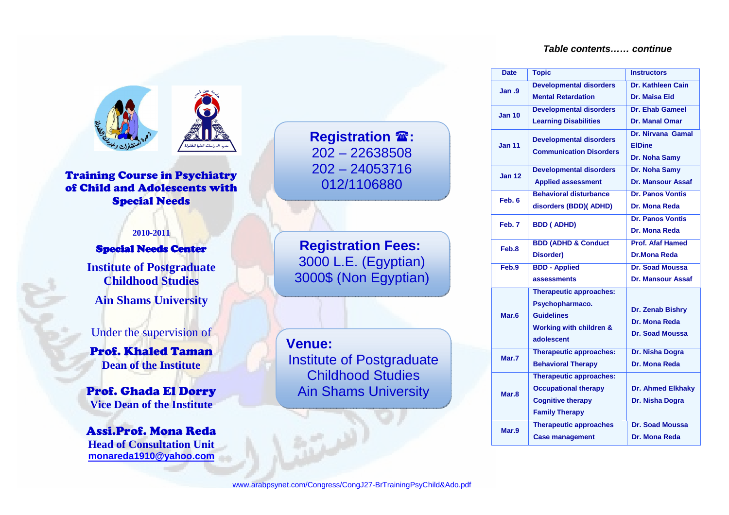## Training Course in Psychiatry of Child and Adolescents with Special Needs

**2010-2011**

**Special Needs Center**

**Institute of Postgraduate Childhood Studies**

**Ain Shams University**

Under the supervision of

**Prof. Khaled Taman**
**Dean of the Institute**

**Prof. Ghada El Dorry**
**Vice Dean of the Institute**

**Assi.Prof. Mona Reda**
**Head of Consultation Unit**
**monareda1910@yahoo.com**

**Registration ☎:**
202 – 22638508
202 – 24053716
012/1106880

**Registration Fees:**
3000 L.E. (Egyptian)
3000$ (Non Egyptian)

**Venue:**
Institute of Postgraduate Childhood Studies
Ain Shams University

*Table contents…… continue*

| Date | Topic | Instructors |
|---|---|---|
| Jan .9 | Developmental disorders<br>Mental Retardation | Dr. Kathleen Cain<br>Dr. Maisa Eid |
| Jan 10 | Developmental disorders<br>Learning Disabilities | Dr. Ehab Gameel<br>Dr. Manal Omar |
| Jan 11 | Developmental disorders<br>Communication Disorders | Dr. Nirvana Gamal ElDine<br>Dr. Noha Samy |
| Jan 12 | Developmental disorders<br>Applied assessment | Dr. Noha Samy<br>Dr. Mansour Assaf |
| Feb. 6 | Behavioral disturbance disorders (BDD)( ADHD) | Dr. Panos Vontis<br>Dr. Mona Reda |
| Feb. 7 | BDD ( ADHD) | Dr. Panos Vontis<br>Dr. Mona Reda |
| Feb.8 | BDD (ADHD & Conduct Disorder) | Prof. Afaf Hamed<br>Dr.Mona Reda |
| Feb.9 | BDD - Applied assessments | Dr. Soad Moussa<br>Dr. Mansour Assaf |
| Mar.6 | Therapeutic approaches:<br>Psychopharmaco. Guidelines<br>Working with children & adolescent | Dr. Zenab Bishry<br>Dr. Mona Reda<br>Dr. Soad Moussa |
| Mar.7 | Therapeutic approaches:<br>Behavioral Therapy | Dr. Nisha Dogra<br>Dr. Mona Reda |
| Mar.8 | Therapeutic approaches:<br>Occupational therapy<br>Cognitive therapy<br>Family Therapy | Dr. Ahmed Elkhaky<br>Dr. Nisha Dogra |
| Mar.9 | Therapeutic approaches<br>Case management | Dr. Soad Moussa<br>Dr. Mona Reda |

www.arabpsynet.com/Congress/CongJ27-BrTrainingPsyChild&Ado.pdf